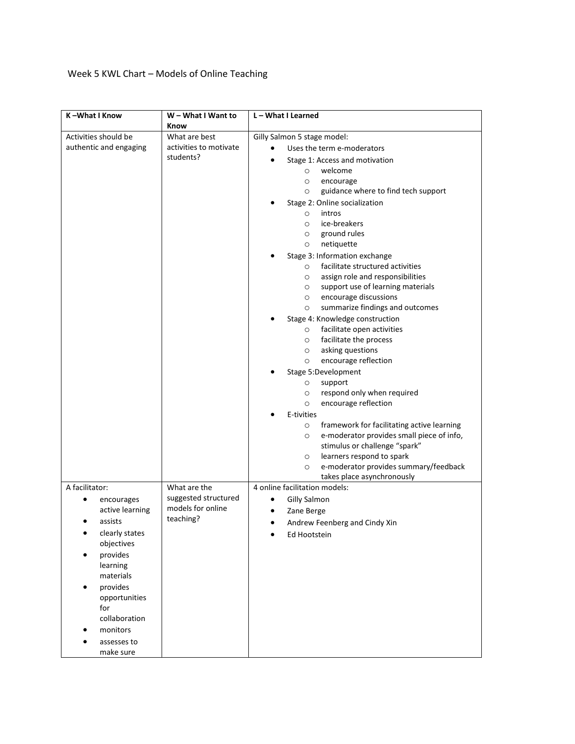Week 5 KWL Chart – Models of Online Teaching

| K –What I Know | W – What I Want to Know | L – What I Learned |
|---|---|---|
| Activities should be authentic and engaging | What are best activities to motivate students? | Gilly Salmon 5 stage model:<br>• Uses the term e-moderators<br>• Stage 1: Access and motivation<br>  ○ welcome<br>  ○ encourage<br>  ○ guidance where to find tech support<br>• Stage 2: Online socialization<br>  ○ intros<br>  ○ ice-breakers<br>  ○ ground rules<br>  ○ netiquette<br>• Stage 3: Information exchange<br>  ○ facilitate structured activities<br>  ○ assign role and responsibilities<br>  ○ support use of learning materials<br>  ○ encourage discussions<br>  ○ summarize findings and outcomes<br>• Stage 4: Knowledge construction<br>  ○ facilitate open activities<br>  ○ facilitate the process<br>  ○ asking questions<br>  ○ encourage reflection<br>• Stage 5:Development<br>  ○ support<br>  ○ respond only when required<br>  ○ encourage reflection<br>• E-tivities<br>  ○ framework for facilitating active learning<br>  ○ e-moderator provides small piece of info, stimulus or challenge "spark"<br>  ○ learners respond to spark<br>  ○ e-moderator provides summary/feedback takes place asynchronously |
| A facilitator:<br>• encourages active learning<br>• assists<br>• clearly states objectives<br>• provides learning materials<br>• provides opportunities for collaboration<br>• monitors<br>• assesses to make sure | What are the suggested structured models for online teaching? | 4 online facilitation models:<br>• Gilly Salmon<br>• Zane Berge<br>• Andrew Feenberg and Cindy Xin<br>• Ed Hootstein |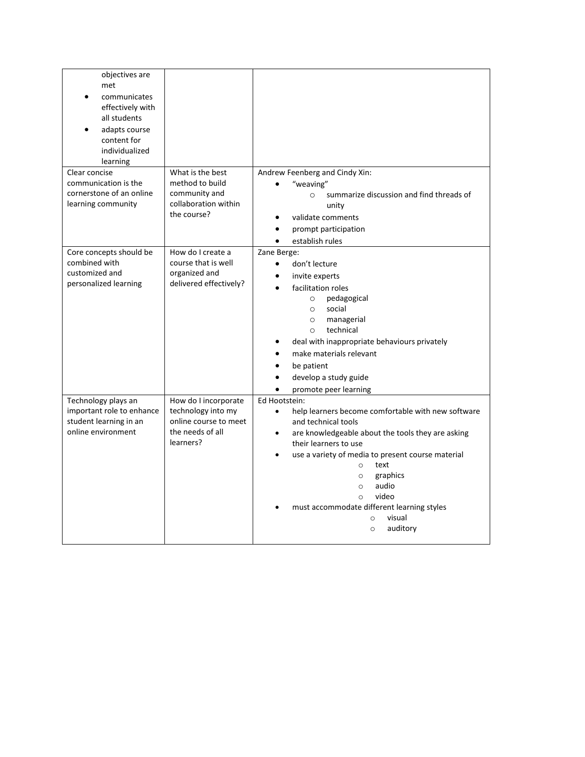| | | |
|---|---|---|
| objectives are met<br>• communicates effectively with all students<br>• adapts course content for individualized learning | | |
| Clear concise communication is the cornerstone of an online learning community | What is the best method to build community and collaboration within the course? | Andrew Feenberg and Cindy Xin:<br>• "weaving"<br>  ○ summarize discussion and find threads of unity<br>• validate comments<br>• prompt participation<br>• establish rules |
| Core concepts should be combined with customized and personalized learning | How do I create a course that is well organized and delivered effectively? | Zane Berge:<br>• don't lecture<br>• invite experts<br>• facilitation roles<br>  ○ pedagogical<br>  ○ social<br>  ○ managerial<br>  ○ technical<br>• deal with inappropriate behaviours privately<br>• make materials relevant<br>• be patient<br>• develop a study guide<br>• promote peer learning |
| Technology plays an important role to enhance student learning in an online environment | How do I incorporate technology into my online course to meet the needs of all learners? | Ed Hootstein:<br>• help learners become comfortable with new software and technical tools<br>• are knowledgeable about the tools they are asking their learners to use<br>• use a variety of media to present course material<br>  ○ text<br>  ○ graphics<br>  ○ audio<br>  ○ video<br>• must accommodate different learning styles<br>  ○ visual<br>  ○ auditory |